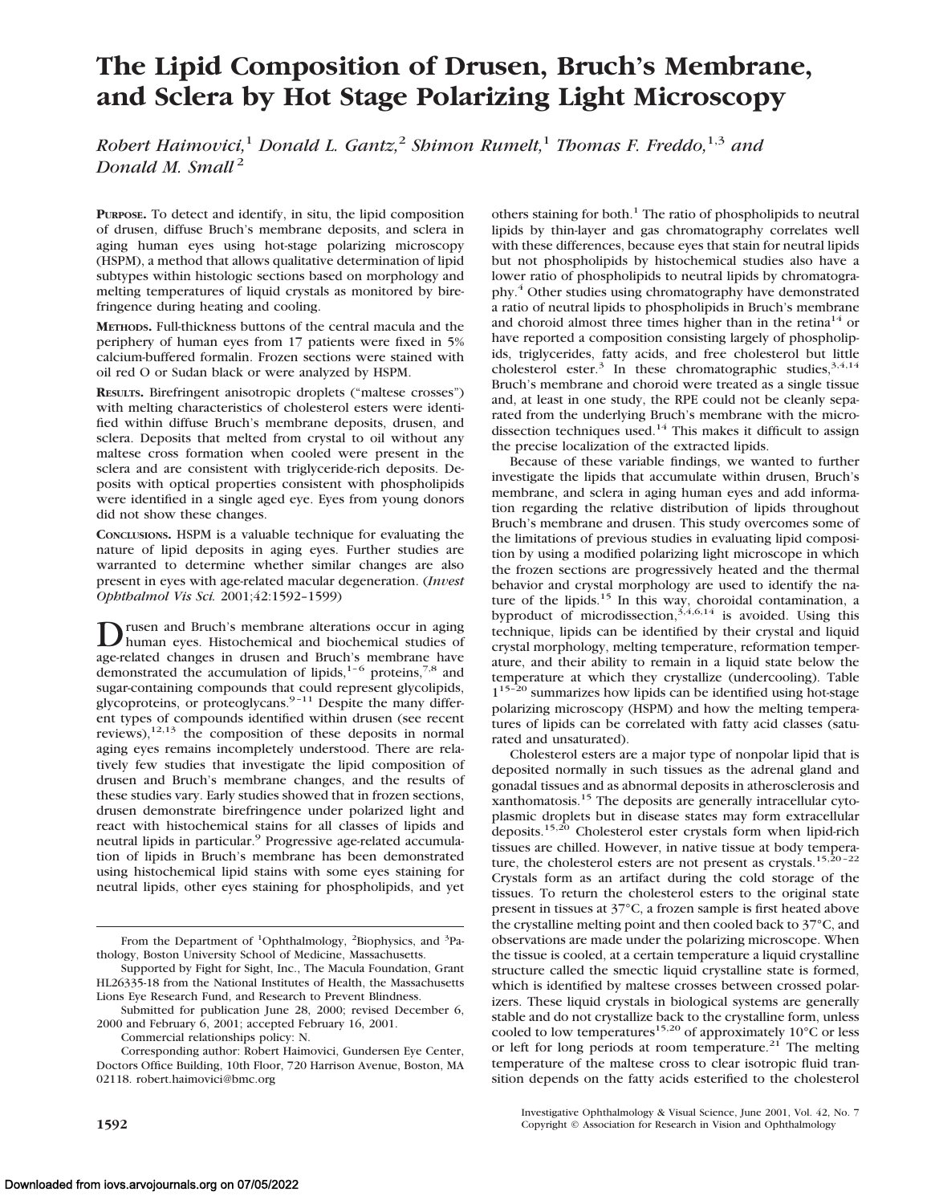# The Lipid Composition of Drusen, Bruch's Membrane, and Sclera by Hot Stage Polarizing Light Microscopy

*Robert Haimovici,[1] Donald L. Gantz,[2] Shimon Rumelt,[1] Thomas F. Freddo,[1,3] and Donald M. Small[2]*

**PURPOSE.** To detect and identify, in situ, the lipid composition of drusen, diffuse Bruch's membrane deposits, and sclera in aging human eyes using hot-stage polarizing microscopy (HSPM), a method that allows qualitative determination of lipid subtypes within histologic sections based on morphology and melting temperatures of liquid crystals as monitored by birefringence during heating and cooling.

**METHODS.** Full-thickness buttons of the central macula and the periphery of human eyes from 17 patients were fixed in 5% calcium-buffered formalin. Frozen sections were stained with oil red O or Sudan black or were analyzed by HSPM.

**RESULTS.** Birefringent anisotropic droplets ("maltese crosses") with melting characteristics of cholesterol esters were identified within diffuse Bruch's membrane deposits, drusen, and sclera. Deposits that melted from crystal to oil without any maltese cross formation when cooled were present in the sclera and are consistent with triglyceride-rich deposits. Deposits with optical properties consistent with phospholipids were identified in a single aged eye. Eyes from young donors did not show these changes.

**CONCLUSIONS.** HSPM is a valuable technique for evaluating the nature of lipid deposits in aging eyes. Further studies are warranted to determine whether similar changes are also present in eyes with age-related macular degeneration. (*Invest Ophthalmol Vis Sci.* 2001;42:1592–1599)

Drusen and Bruch's membrane alterations occur in aging human eyes. Histochemical and biochemical studies of age-related changes in drusen and Bruch's membrane have demonstrated the accumulation of lipids,[1–6] proteins,[7,8] and sugar-containing compounds that could represent glycolipids, glycoproteins, or proteoglycans.[9–11] Despite the many different types of compounds identified within drusen (see recent reviews),[12,13] the composition of these deposits in normal aging eyes remains incompletely understood. There are relatively few studies that investigate the lipid composition of drusen and Bruch's membrane changes, and the results of these studies vary. Early studies showed that in frozen sections, drusen demonstrate birefringence under polarized light and react with histochemical stains for all classes of lipids and neutral lipids in particular.[9] Progressive age-related accumulation of lipids in Bruch's membrane has been demonstrated using histochemical lipid stains with some eyes staining for neutral lipids, other eyes staining for phospholipids, and yet others staining for both.[1] The ratio of phospholipids to neutral lipids by thin-layer and gas chromatography correlates well with these differences, because eyes that stain for neutral lipids but not phospholipids by histochemical studies also have a lower ratio of phospholipids to neutral lipids by chromatography.[4] Other studies using chromatography have demonstrated a ratio of neutral lipids to phospholipids in Bruch's membrane and choroid almost three times higher than in the retina[14] or have reported a composition consisting largely of phospholipids, triglycerides, fatty acids, and free cholesterol but little cholesterol ester.[3] In these chromatographic studies,[3,4,14] Bruch's membrane and choroid were treated as a single tissue and, at least in one study, the RPE could not be cleanly separated from the underlying Bruch's membrane with the microdissection techniques used.[14] This makes it difficult to assign the precise localization of the extracted lipids.

Because of these variable findings, we wanted to further investigate the lipids that accumulate within drusen, Bruch's membrane, and sclera in aging human eyes and add information regarding the relative distribution of lipids throughout Bruch's membrane and drusen. This study overcomes some of the limitations of previous studies in evaluating lipid composition by using a modified polarizing light microscope in which the frozen sections are progressively heated and the thermal behavior and crystal morphology are used to identify the nature of the lipids.[15] In this way, choroidal contamination, a byproduct of microdissection,[3,4,6,14] is avoided. Using this technique, lipids can be identified by their crystal and liquid crystal morphology, melting temperature, reformation temperature, and their ability to remain in a liquid state below the temperature at which they crystallize (undercooling). Table 1[15–20] summarizes how lipids can be identified using hot-stage polarizing microscopy (HSPM) and how the melting temperatures of lipids can be correlated with fatty acid classes (saturated and unsaturated).

Cholesterol esters are a major type of nonpolar lipid that is deposited normally in such tissues as the adrenal gland and gonadal tissues and as abnormal deposits in atherosclerosis and xanthomatosis.[15] The deposits are generally intracellular cytoplasmic droplets but in disease states may form extracellular deposits.[15,20] Cholesterol ester crystals form when lipid-rich tissues are chilled. However, in native tissue at body temperature, the cholesterol esters are not present as crystals.[15,20–22] Crystals form as an artifact during the cold storage of the tissues. To return the cholesterol esters to the original state present in tissues at 37°C, a frozen sample is first heated above the crystalline melting point and then cooled back to 37°C, and observations are made under the polarizing microscope. When the tissue is cooled, at a certain temperature a liquid crystalline structure called the smectic liquid crystalline state is formed, which is identified by maltese crosses between crossed polarizers. These liquid crystals in biological systems are generally stable and do not crystallize back to the clear crystalline form, unless cooled to low temperatures[15,20] of approximately 10°C or less or left for long periods at room temperature.[21] The melting temperature of the maltese cross to clear isotropic fluid transition depends on the fatty acids esterified to the cholesterol

From the Department of [1]Ophthalmology, [2]Biophysics, and [3]Pathology, Boston University School of Medicine, Massachusetts.

Supported by Fight for Sight, Inc., The Macula Foundation, Grant HL26335-18 from the National Institutes of Health, the Massachusetts Lions Eye Research Fund, and Research to Prevent Blindness.

Submitted for publication June 28, 2000; revised December 6, 2000 and February 6, 2001; accepted February 16, 2001.

Commercial relationships policy: N.

Corresponding author: Robert Haimovici, Gundersen Eye Center, Doctors Office Building, 10th Floor, 720 Harrison Avenue, Boston, MA 02118. robert.haimovici@bmc.org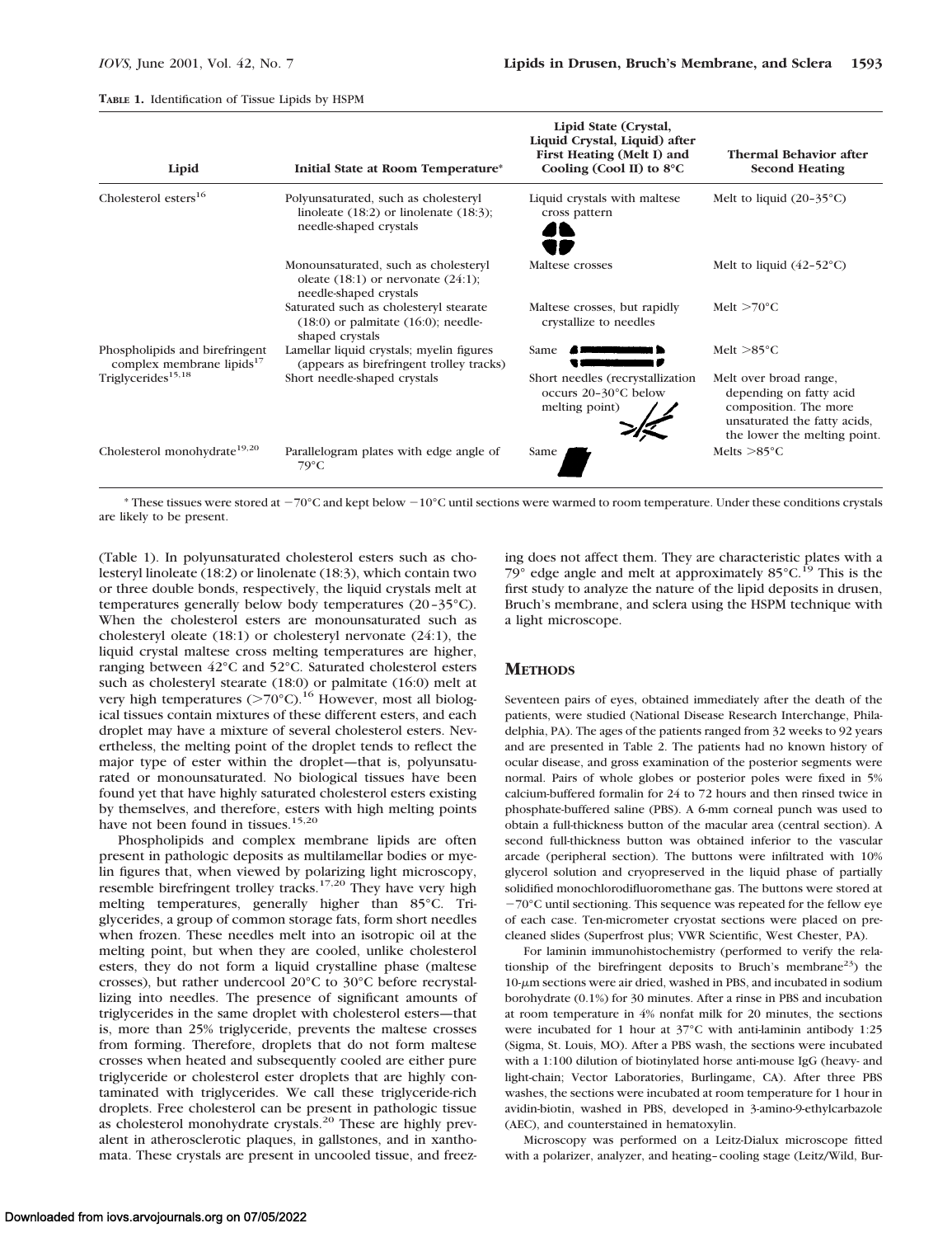**TABLE 1.** Identification of Tissue Lipids by HSPM

| Lipid | Initial State at Room Temperature* | Lipid State (Crystal, Liquid Crystal, Liquid) after First Heating (Melt I) and Cooling (Cool II) to 8°C | Thermal Behavior after Second Heating |
|---|---|---|---|
| Cholesterol esters[16] | Polyunsaturated, such as cholesteryl linoleate (18:2) or linolenate (18:3); needle-shaped crystals | Liquid crystals with maltese cross pattern | Melt to liquid (20–35°C) |
| | Monounsaturated, such as cholesteryl oleate (18:1) or nervonate (24:1); needle-shaped crystals | Maltese crosses | Melt to liquid (42–52°C) |
| | Saturated such as cholesteryl stearate (18:0) or palmitate (16:0); needle-shaped crystals | Maltese crosses, but rapidly crystallize to needles | Melt >70°C |
| Phospholipids and birefringent complex membrane lipids[17] | Lamellar liquid crystals; myelin figures (appears as birefringent trolley tracks) | Same | Melt >85°C |
| Triglycerides[15,18] | Short needle-shaped crystals | Short needles (recrystallization occurs 20–30°C below melting point) | Melt over broad range, depending on fatty acid composition. The more unsaturated the fatty acids, the lower the melting point. |
| Cholesterol monohydrate[19,20] | Parallelogram plates with edge angle of 79°C | Same | Melts >85°C |

* These tissues were stored at −70°C and kept below −10°C until sections were warmed to room temperature. Under these conditions crystals are likely to be present.

(Table 1). In polyunsaturated cholesterol esters such as cholesteryl linoleate (18:2) or linolenate (18:3), which contain two or three double bonds, respectively, the liquid crystals melt at temperatures generally below body temperatures (20–35°C). When the cholesterol esters are monounsaturated such as cholesteryl oleate (18:1) or cholesteryl nervonate (24:1), the liquid crystal maltese cross melting temperatures are higher, ranging between 42°C and 52°C. Saturated cholesterol esters such as cholesteryl stearate (18:0) or palmitate (16:0) melt at very high temperatures (>70°C).[16] However, most all biological tissues contain mixtures of these different esters, and each droplet may have a mixture of several cholesterol esters. Nevertheless, the melting point of the droplet tends to reflect the major type of ester within the droplet—that is, polyunsaturated or monounsaturated. No biological tissues have been found yet that have highly saturated cholesterol esters existing by themselves, and therefore, esters with high melting points have not been found in tissues.[15,20]

Phospholipids and complex membrane lipids are often present in pathologic deposits as multilamellar bodies or myelin figures that, when viewed by polarizing light microscopy, resemble birefringent trolley tracks.[17,20] They have very high melting temperatures, generally higher than 85°C. Triglycerides, a group of common storage fats, form short needles when frozen. These needles melt into an isotropic oil at the melting point, but when they are cooled, unlike cholesterol esters, they do not form a liquid crystalline phase (maltese crosses), but rather undercool 20°C to 30°C before recrystallizing into needles. The presence of significant amounts of triglycerides in the same droplet with cholesterol esters—that is, more than 25% triglyceride, prevents the maltese crosses from forming. Therefore, droplets that do not form maltese crosses when heated and subsequently cooled are either pure triglyceride or cholesterol ester droplets that are highly contaminated with triglycerides. We call these triglyceride-rich droplets. Free cholesterol can be present in pathologic tissue as cholesterol monohydrate crystals.[20] These are highly prevalent in atherosclerotic plaques, in gallstones, and in xanthomata. These crystals are present in uncooled tissue, and freezing does not affect them. They are characteristic plates with a 79° edge angle and melt at approximately 85°C.[19] This is the first study to analyze the nature of the lipid deposits in drusen, Bruch's membrane, and sclera using the HSPM technique with a light microscope.

## METHODS

Seventeen pairs of eyes, obtained immediately after the death of the patients, were studied (National Disease Research Interchange, Philadelphia, PA). The ages of the patients ranged from 32 weeks to 92 years and are presented in Table 2. The patients had no known history of ocular disease, and gross examination of the posterior segments were normal. Pairs of whole globes or posterior poles were fixed in 5% calcium-buffered formalin for 24 to 72 hours and then rinsed twice in phosphate-buffered saline (PBS). A 6-mm corneal punch was used to obtain a full-thickness button of the macular area (central section). A second full-thickness button was obtained inferior to the vascular arcade (peripheral section). The buttons were infiltrated with 10% glycerol solution and cryopreserved in the liquid phase of partially solidified monochlorodifluoromethane gas. The buttons were stored at −70°C until sectioning. This sequence was repeated for the fellow eye of each case. Ten-micrometer cryostat sections were placed on precleaned slides (Superfrost plus; VWR Scientific, West Chester, PA).

For laminin immunohistochemistry (performed to verify the relationship of the birefringent deposits to Bruch's membrane[23]) the 10-μm sections were air dried, washed in PBS, and incubated in sodium borohydrate (0.1%) for 30 minutes. After a rinse in PBS and incubation at room temperature in 4% nonfat milk for 20 minutes, the sections were incubated for 1 hour at 37°C with anti-laminin antibody 1:25 (Sigma, St. Louis, MO). After a PBS wash, the sections were incubated with a 1:100 dilution of biotinylated horse anti-mouse IgG (heavy- and light-chain; Vector Laboratories, Burlingame, CA). After three PBS washes, the sections were incubated at room temperature for 1 hour in avidin-biotin, washed in PBS, developed in 3-amino-9-ethylcarbazole (AEC), and counterstained in hematoxylin.

Microscopy was performed on a Leitz-Dialux microscope fitted with a polarizer, analyzer, and heating–cooling stage (Leitz/Wild, Bur-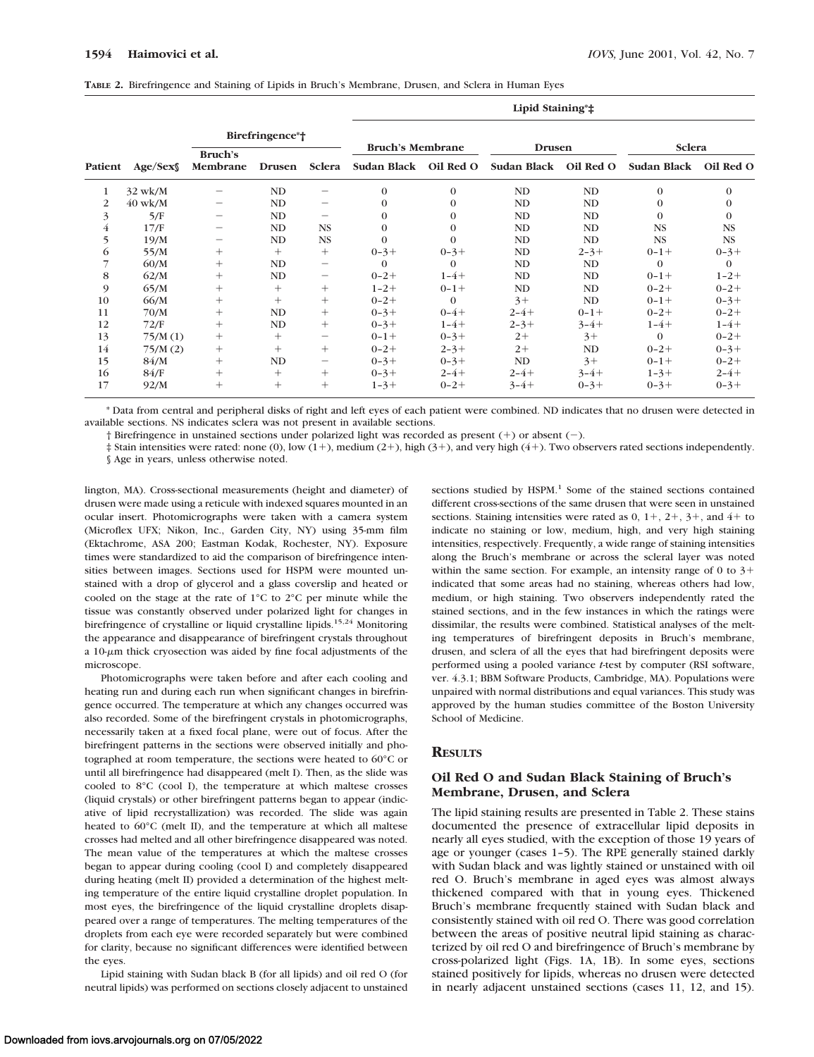**TABLE 2.** Birefringence and Staining of Lipids in Bruch's Membrane, Drusen, and Sclera in Human Eyes

| | | Birefringence*† | | | Lipid Staining*‡ | | | | | |
|---|---|---|---|---|---|---|---|---|---|---|
| | | | | | Bruch's Membrane | | Drusen | | Sclera | |
| Patient | Age/Sex§ | Bruch's Membrane | Drusen | Sclera | Sudan Black | Oil Red O | Sudan Black | Oil Red O | Sudan Black | Oil Red O |
| 1 | 32 wk/M | − | ND | − | 0 | 0 | ND | ND | 0 | 0 |
| 2 | 40 wk/M | − | ND | − | 0 | 0 | ND | ND | 0 | 0 |
| 3 | 5/F | − | ND | − | 0 | 0 | ND | ND | 0 | 0 |
| 4 | 17/F | − | ND | NS | 0 | 0 | ND | ND | NS | NS |
| 5 | 19/M | − | ND | NS | 0 | 0 | ND | ND | NS | NS |
| 6 | 55/M | + | + | + | 0–3+ | 0–3+ | ND | 2–3+ | 0–1+ | 0–3+ |
| 7 | 60/M | + | ND | − | 0 | 0 | ND | ND | 0 | 0 |
| 8 | 62/M | + | ND | − | 0–2+ | 1–4+ | ND | ND | 0–1+ | 1–2+ |
| 9 | 65/M | + | + | + | 1–2+ | 0–1+ | ND | ND | 0–2+ | 0–2+ |
| 10 | 66/M | + | + | + | 0–2+ | 0 | 3+ | ND | 0–1+ | 0–3+ |
| 11 | 70/M | + | ND | + | 0–3+ | 0–4+ | 2–4+ | 0–1+ | 0–2+ | 0–2+ |
| 12 | 72/F | + | ND | + | 0–3+ | 1–4+ | 2–3+ | 3–4+ | 1–4+ | 1–4+ |
| 13 | 75/M (1) | + | + | − | 0–1+ | 0–3+ | 2+ | 3+ | 0 | 0–2+ |
| 14 | 75/M (2) | + | + | + | 0–2+ | 2–3+ | 2+ | ND | 0–2+ | 0–3+ |
| 15 | 84/M | + | ND | − | 0–3+ | 0–3+ | ND | 3+ | 0–1+ | 0–2+ |
| 16 | 84/F | + | + | + | 0–3+ | 2–4+ | 2–4+ | 3–4+ | 1–3+ | 2–4+ |
| 17 | 92/M | + | + | + | 1–3+ | 0–2+ | 3–4+ | 0–3+ | 0–3+ | 0–3+ |

\* Data from central and peripheral disks of right and left eyes of each patient were combined. ND indicates that no drusen were detected in available sections. NS indicates sclera was not present in available sections.

† Birefringence in unstained sections under polarized light was recorded as present (+) or absent (−).

‡ Stain intensities were rated: none (0), low (1+), medium (2+), high (3+), and very high (4+). Two observers rated sections independently.

§ Age in years, unless otherwise noted.

lington, MA). Cross-sectional measurements (height and diameter) of drusen were made using a reticule with indexed squares mounted in an ocular insert. Photomicrographs were taken with a camera system (Microflex UFX; Nikon, Inc., Garden City, NY) using 35-mm film (Ektachrome, ASA 200; Eastman Kodak, Rochester, NY). Exposure times were standardized to aid the comparison of birefringence intensities between images. Sections used for HSPM were mounted unstained with a drop of glycerol and a glass coverslip and heated or cooled on the stage at the rate of 1°C to 2°C per minute while the tissue was constantly observed under polarized light for changes in birefringence of crystalline or liquid crystalline lipids.[15,24] Monitoring the appearance and disappearance of birefringent crystals throughout a 10-$\mu$m thick cryosection was aided by fine focal adjustments of the microscope.

Photomicrographs were taken before and after each cooling and heating run and during each run when significant changes in birefringence occurred. The temperature at which any changes occurred was also recorded. Some of the birefringent crystals in photomicrographs, necessarily taken at a fixed focal plane, were out of focus. After the birefringent patterns in the sections were observed initially and photographed at room temperature, the sections were heated to 60°C or until all birefringence had disappeared (melt I). Then, as the slide was cooled to 8°C (cool I), the temperature at which maltese crosses (liquid crystals) or other birefringent patterns began to appear (indicative of lipid recrystallization) was recorded. The slide was again heated to 60°C (melt II), and the temperature at which all maltese crosses had melted and all other birefringence disappeared was noted. The mean value of the temperatures at which the maltese crosses began to appear during cooling (cool I) and completely disappeared during heating (melt II) provided a determination of the highest melting temperature of the entire liquid crystalline droplet population. In most eyes, the birefringence of the liquid crystalline droplets disappeared over a range of temperatures. The melting temperatures of the droplets from each eye were recorded separately but were combined for clarity, because no significant differences were identified between the eyes.

Lipid staining with Sudan black B (for all lipids) and oil red O (for neutral lipids) was performed on sections closely adjacent to unstained sections studied by HSPM.[1] Some of the stained sections contained different cross-sections of the same drusen that were seen in unstained sections. Staining intensities were rated as 0, 1+, 2+, 3+, and 4+ to indicate no staining or low, medium, high, and very high staining intensities, respectively. Frequently, a wide range of staining intensities along the Bruch's membrane or across the scleral layer was noted within the same section. For example, an intensity range of 0 to 3+ indicated that some areas had no staining, whereas others had low, medium, or high staining. Two observers independently rated the stained sections, and in the few instances in which the ratings were dissimilar, the results were combined. Statistical analyses of the melting temperatures of birefringent deposits in Bruch's membrane, drusen, and sclera of all the eyes that had birefringent deposits were performed using a pooled variance *t*-test by computer (RSI software, ver. 4.3.1; BBM Software Products, Cambridge, MA). Populations were unpaired with normal distributions and equal variances. This study was approved by the human studies committee of the Boston University School of Medicine.

## RESULTS

### Oil Red O and Sudan Black Staining of Bruch's Membrane, Drusen, and Sclera

The lipid staining results are presented in Table 2. These stains documented the presence of extracellular lipid deposits in nearly all eyes studied, with the exception of those 19 years of age or younger (cases 1–5). The RPE generally stained darkly with Sudan black and was lightly stained or unstained with oil red O. Bruch's membrane in aged eyes was almost always thickened compared with that in young eyes. Thickened Bruch's membrane frequently stained with Sudan black and consistently stained with oil red O. There was good correlation between the areas of positive neutral lipid staining as characterized by oil red O and birefringence of Bruch's membrane by cross-polarized light (Figs. 1A, 1B). In some eyes, sections stained positively for lipids, whereas no drusen were detected in nearly adjacent unstained sections (cases 11, 12, and 15).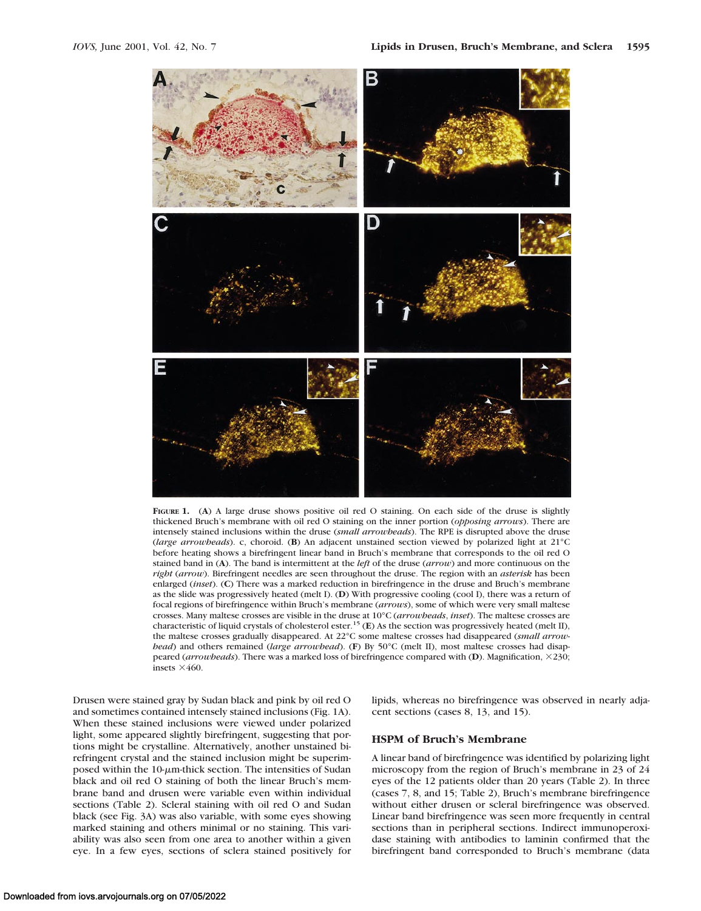**FIGURE 1.** (**A**) A large druse shows positive oil red O staining. On each side of the druse is slightly thickened Bruch's membrane with oil red O staining on the inner portion (*opposing arrows*). There are intensely stained inclusions within the druse (*small arrowheads*). The RPE is disrupted above the druse (*large arrowheads*). c, choroid. (**B**) An adjacent unstained section viewed by polarized light at 21°C before heating shows a birefringent linear band in Bruch's membrane that corresponds to the oil red O stained band in (**A**). The band is intermittent at the *left* of the druse (*arrow*) and more continuous on the *right* (*arrow*). Birefringent needles are seen throughout the druse. The region with an *asterisk* has been enlarged (*inset*). (**C**) There was a marked reduction in birefringence in the druse and Bruch's membrane as the slide was progressively heated (melt I). (**D**) With progressive cooling (cool I), there was a return of focal regions of birefringence within Bruch's membrane (*arrows*), some of which were very small maltese crosses. Many maltese crosses are visible in the druse at 10°C (*arrowheads*, *inset*). The maltese crosses are characteristic of liquid crystals of cholesterol ester.[15] (**E**) As the section was progressively heated (melt II), the maltese crosses gradually disappeared. At 22°C some maltese crosses had disappeared (*small arrowhead*) and others remained (*large arrowhead*). (**F**) By 50°C (melt II), most maltese crosses had disappeared (*arrowheads*). There was a marked loss of birefringence compared with (**D**). Magnification, ×230; insets ×460.

Drusen were stained gray by Sudan black and pink by oil red O and sometimes contained intensely stained inclusions (Fig. 1A). When these stained inclusions were viewed under polarized light, some appeared slightly birefringent, suggesting that portions might be crystalline. Alternatively, another unstained birefringent crystal and the stained inclusion might be superimposed within the 10-$\mu$m-thick section. The intensities of Sudan black and oil red O staining of both the linear Bruch's membrane band and drusen were variable even within individual sections (Table 2). Scleral staining with oil red O and Sudan black (see Fig. 3A) was also variable, with some eyes showing marked staining and others minimal or no staining. This variability was also seen from one area to another within a given eye. In a few eyes, sections of sclera stained positively for lipids, whereas no birefringence was observed in nearly adjacent sections (cases 8, 13, and 15).

## HSPM of Bruch's Membrane

A linear band of birefringence was identified by polarizing light microscopy from the region of Bruch's membrane in 23 of 24 eyes of the 12 patients older than 20 years (Table 2). In three (cases 7, 8, and 15; Table 2), Bruch's membrane birefringence without either drusen or scleral birefringence was observed. Linear band birefringence was seen more frequently in central sections than in peripheral sections. Indirect immunoperoxidase staining with antibodies to laminin confirmed that the birefringent band corresponded to Bruch's membrane (data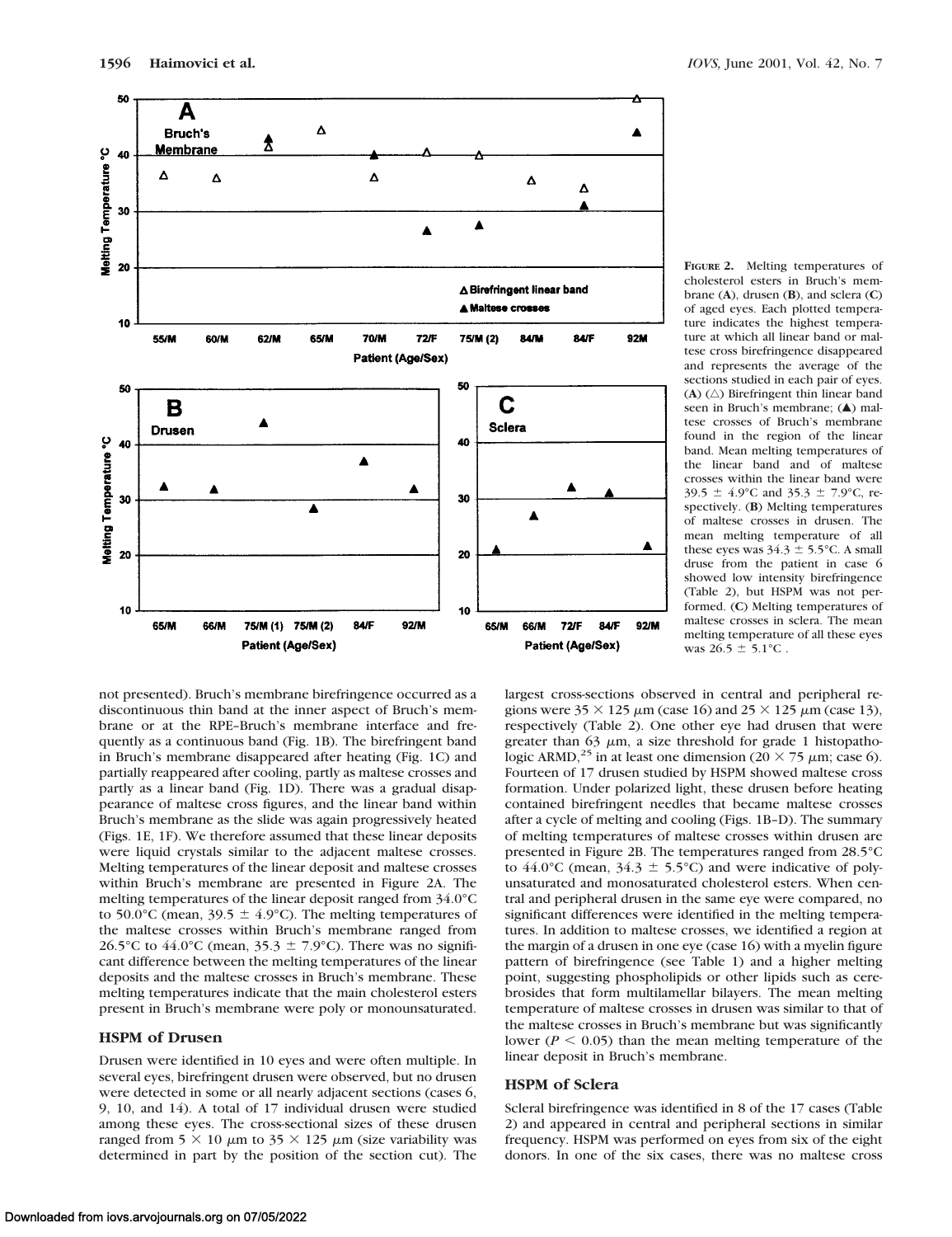**FIGURE 2.** Melting temperatures of cholesterol esters in Bruch's membrane (**A**), drusen (**B**), and sclera (**C**) of aged eyes. Each plotted temperature indicates the highest temperature at which all linear band or maltese cross birefringence disappeared and represents the average of the sections studied in each pair of eyes. (**A**) (△) Birefringent thin linear band seen in Bruch's membrane; (▲) maltese crosses of Bruch's membrane found in the region of the linear band. Mean melting temperatures of the linear band and of maltese crosses within the linear band were 39.5 ± 4.9°C and 35.3 ± 7.9°C, respectively. (**B**) Melting temperatures of maltese crosses in drusen. The mean melting temperature of all these eyes was 34.3 ± 5.5°C. A small druse from the patient in case 6 showed low intensity birefringence (Table 2), but HSPM was not performed. (**C**) Melting temperatures of maltese crosses in sclera. The mean melting temperature of all these eyes was 26.5 ± 5.1°C .

not presented). Bruch's membrane birefringence occurred as a discontinuous thin band at the inner aspect of Bruch's membrane or at the RPE–Bruch's membrane interface and frequently as a continuous band (Fig. 1B). The birefringent band in Bruch's membrane disappeared after heating (Fig. 1C) and partially reappeared after cooling, partly as maltese crosses and partly as a linear band (Fig. 1D). There was a gradual disappearance of maltese cross figures, and the linear band within Bruch's membrane as the slide was again progressively heated (Figs. 1E, 1F). We therefore assumed that these linear deposits were liquid crystals similar to the adjacent maltese crosses. Melting temperatures of the linear deposit and maltese crosses within Bruch's membrane are presented in Figure 2A. The melting temperatures of the linear deposit ranged from 34.0°C to 50.0°C (mean, 39.5 ± 4.9°C). The melting temperatures of the maltese crosses within Bruch's membrane ranged from 26.5°C to 44.0°C (mean, 35.3 ± 7.9°C). There was no significant difference between the melting temperatures of the linear deposits and the maltese crosses in Bruch's membrane. These melting temperatures indicate that the main cholesterol esters present in Bruch's membrane were poly or monounsaturated.

## HSPM of Drusen

Drusen were identified in 10 eyes and were often multiple. In several eyes, birefringent drusen were observed, but no drusen were detected in some or all nearly adjacent sections (cases 6, 9, 10, and 14). A total of 17 individual drusen were studied among these eyes. The cross-sectional sizes of these drusen ranged from 5 × 10 μm to 35 × 125 μm (size variability was determined in part by the position of the section cut). The largest cross-sections observed in central and peripheral regions were 35 × 125 μm (case 16) and 25 × 125 μm (case 13), respectively (Table 2). One other eye had drusen that were greater than 63 μm, a size threshold for grade 1 histopathologic ARMD,[25] in at least one dimension (20 × 75 μm; case 6). Fourteen of 17 drusen studied by HSPM showed maltese cross formation. Under polarized light, these drusen before heating contained birefringent needles that became maltese crosses after a cycle of melting and cooling (Figs. 1B–D). The summary of melting temperatures of maltese crosses within drusen are presented in Figure 2B. The temperatures ranged from 28.5°C to 44.0°C (mean, 34.3 ± 5.5°C) and were indicative of polyunsaturated and monosaturated cholesterol esters. When central and peripheral drusen in the same eye were compared, no significant differences were identified in the melting temperatures. In addition to maltese crosses, we identified a region at the margin of a drusen in one eye (case 16) with a myelin figure pattern of birefringence (see Table 1) and a higher melting point, suggesting phospholipids or other lipids such as cerebrosides that form multilamellar bilayers. The mean melting temperature of maltese crosses in drusen was similar to that of the maltese crosses in Bruch's membrane but was significantly lower ($P < 0.05$) than the mean melting temperature of the linear deposit in Bruch's membrane.

## HSPM of Sclera

Scleral birefringence was identified in 8 of the 17 cases (Table 2) and appeared in central and peripheral sections in similar frequency. HSPM was performed on eyes from six of the eight donors. In one of the six cases, there was no maltese cross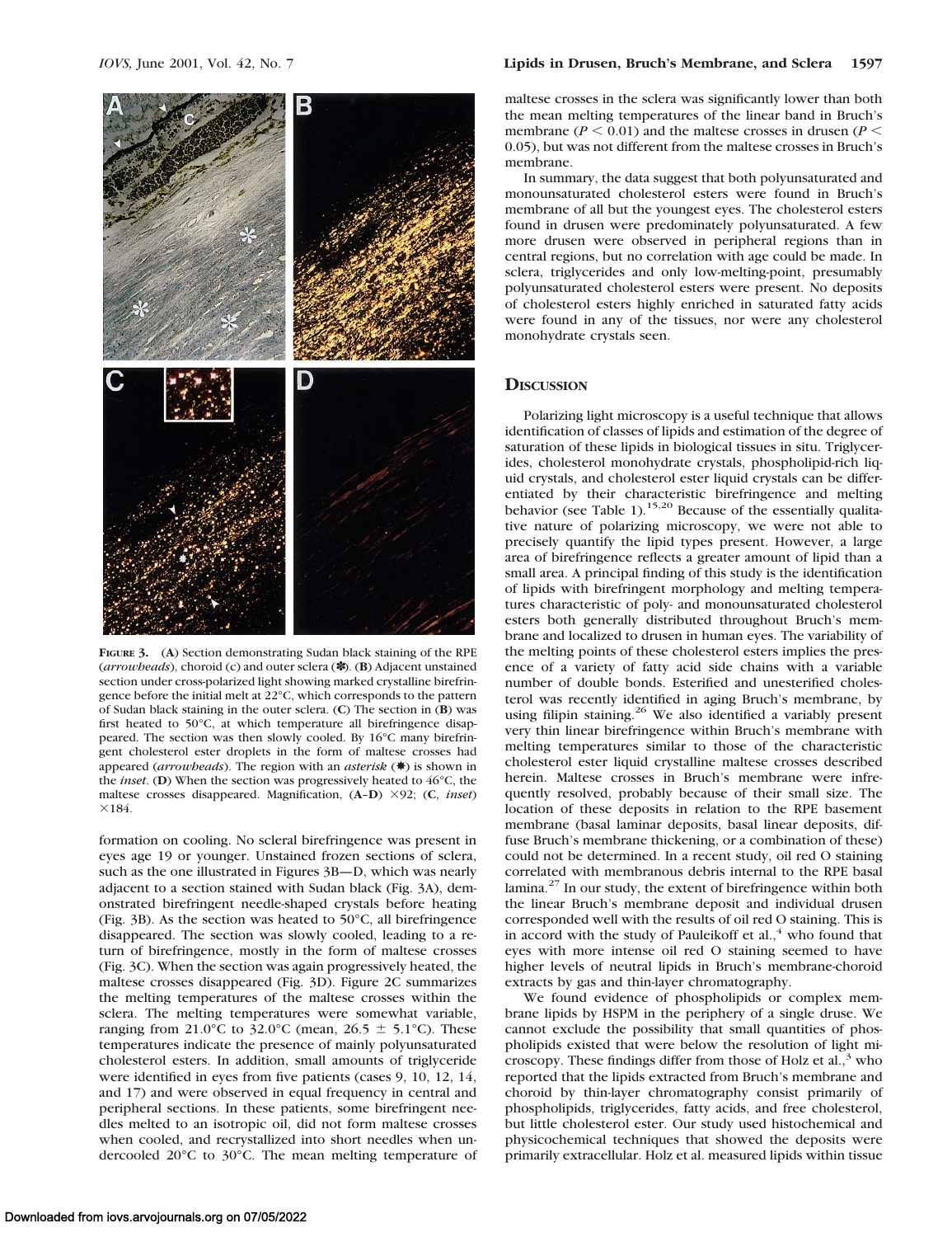**FIGURE 3.** (**A**) Section demonstrating Sudan black staining of the RPE (*arrowheads*), choroid (c) and outer sclera (✽). (**B**) Adjacent unstained section under cross-polarized light showing marked crystalline birefringence before the initial melt at 22°C, which corresponds to the pattern of Sudan black staining in the outer sclera. (**C**) The section in (**B**) was first heated to 50°C, at which temperature all birefringence disappeared. The section was then slowly cooled. By 16°C many birefringent cholesterol ester droplets in the form of maltese crosses had appeared (*arrowheads*). The region with an *asterisk* (✱) is shown in the *inset*. (**D**) When the section was progressively heated to 46°C, the maltese crosses disappeared. Magnification, (**A–D**) ×92; (**C**, *inset*) ×184.

formation on cooling. No scleral birefringence was present in eyes age 19 or younger. Unstained frozen sections of sclera, such as the one illustrated in Figures 3B—D, which was nearly adjacent to a section stained with Sudan black (Fig. 3A), demonstrated birefringent needle-shaped crystals before heating (Fig. 3B). As the section was heated to 50°C, all birefringence disappeared. The section was slowly cooled, leading to a return of birefringence, mostly in the form of maltese crosses (Fig. 3C). When the section was again progressively heated, the maltese crosses disappeared (Fig. 3D). Figure 2C summarizes the melting temperatures of the maltese crosses within the sclera. The melting temperatures were somewhat variable, ranging from 21.0°C to 32.0°C (mean, 26.5 ± 5.1°C). These temperatures indicate the presence of mainly polyunsaturated cholesterol esters. In addition, small amounts of triglyceride were identified in eyes from five patients (cases 9, 10, 12, 14, and 17) and were observed in equal frequency in central and peripheral sections. In these patients, some birefringent needles melted to an isotropic oil, did not form maltese crosses when cooled, and recrystallized into short needles when undercooled 20°C to 30°C. The mean melting temperature of maltese crosses in the sclera was significantly lower than both the mean melting temperatures of the linear band in Bruch's membrane ($P < 0.01$) and the maltese crosses in drusen ($P < 0.05$), but was not different from the maltese crosses in Bruch's membrane.

In summary, the data suggest that both polyunsaturated and monounsaturated cholesterol esters were found in Bruch's membrane of all but the youngest eyes. The cholesterol esters found in drusen were predominately polyunsaturated. A few more drusen were observed in peripheral regions than in central regions, but no correlation with age could be made. In sclera, triglycerides and only low-melting-point, presumably polyunsaturated cholesterol esters were present. No deposits of cholesterol esters highly enriched in saturated fatty acids were found in any of the tissues, nor were any cholesterol monohydrate crystals seen.

## Discussion

Polarizing light microscopy is a useful technique that allows identification of classes of lipids and estimation of the degree of saturation of these lipids in biological tissues in situ. Triglycerides, cholesterol monohydrate crystals, phospholipid-rich liquid crystals, and cholesterol ester liquid crystals can be differentiated by their characteristic birefringence and melting behavior (see Table 1).[15,20] Because of the essentially qualitative nature of polarizing microscopy, we were not able to precisely quantify the lipid types present. However, a large area of birefringence reflects a greater amount of lipid than a small area. A principal finding of this study is the identification of lipids with birefringent morphology and melting temperatures characteristic of poly- and monounsaturated cholesterol esters both generally distributed throughout Bruch's membrane and localized to drusen in human eyes. The variability of the melting points of these cholesterol esters implies the presence of a variety of fatty acid side chains with a variable number of double bonds. Esterified and unesterified cholesterol was recently identified in aging Bruch's membrane, by using filipin staining.[26] We also identified a variably present very thin linear birefringence within Bruch's membrane with melting temperatures similar to those of the characteristic cholesterol ester liquid crystalline maltese crosses described herein. Maltese crosses in Bruch's membrane were infrequently resolved, probably because of their small size. The location of these deposits in relation to the RPE basement membrane (basal laminar deposits, basal linear deposits, diffuse Bruch's membrane thickening, or a combination of these) could not be determined. In a recent study, oil red O staining correlated with membranous debris internal to the RPE basal lamina.[27] In our study, the extent of birefringence within both the linear Bruch's membrane deposit and individual drusen corresponded well with the results of oil red O staining. This is in accord with the study of Pauleikoff et al.,[4] who found that eyes with more intense oil red O staining seemed to have higher levels of neutral lipids in Bruch's membrane-choroid extracts by gas and thin-layer chromatography.

We found evidence of phospholipids or complex membrane lipids by HSPM in the periphery of a single druse. We cannot exclude the possibility that small quantities of phospholipids existed that were below the resolution of light microscopy. These findings differ from those of Holz et al.,[3] who reported that the lipids extracted from Bruch's membrane and choroid by thin-layer chromatography consist primarily of phospholipids, triglycerides, fatty acids, and free cholesterol, but little cholesterol ester. Our study used histochemical and physicochemical techniques that showed the deposits were primarily extracellular. Holz et al. measured lipids within tissue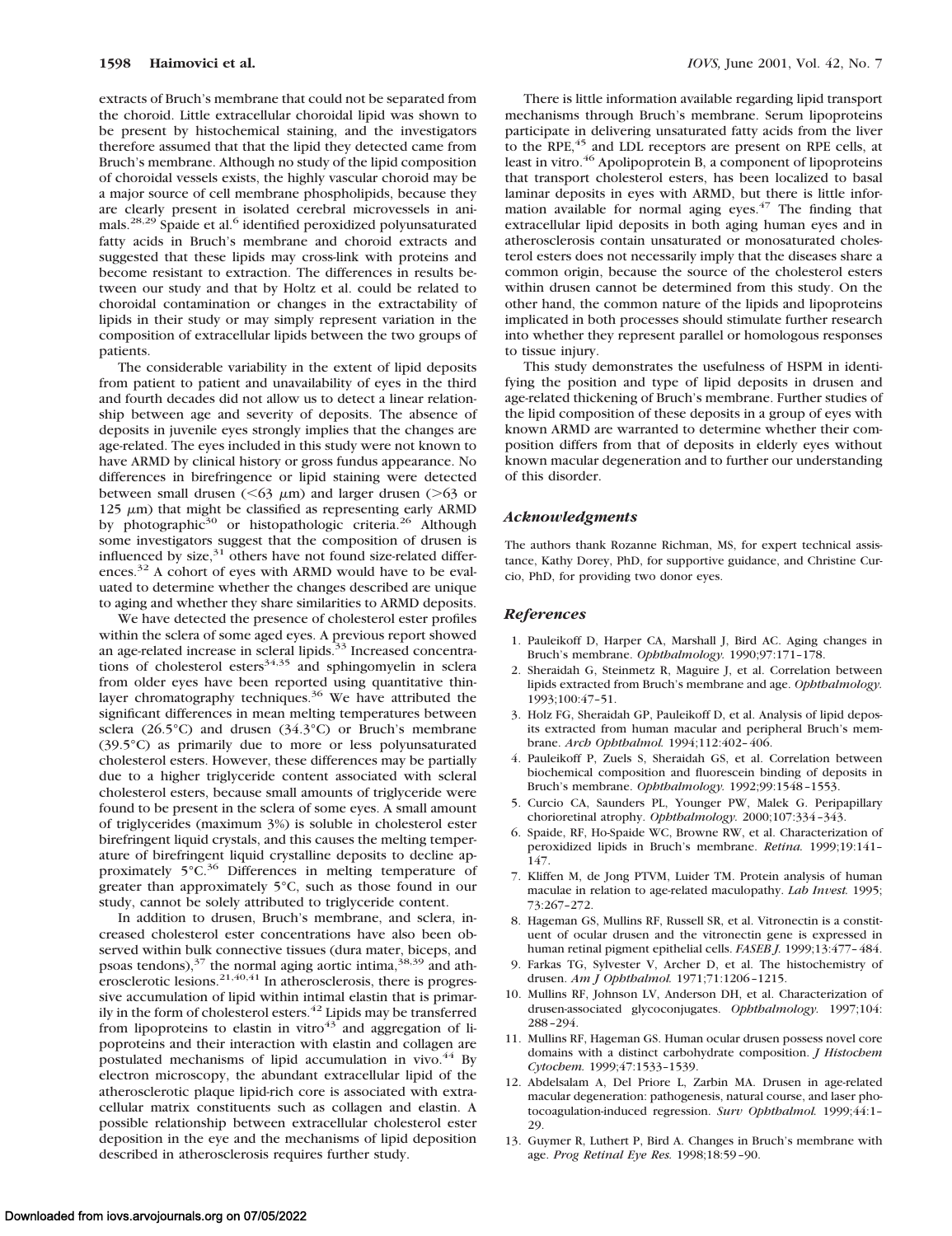extracts of Bruch's membrane that could not be separated from the choroid. Little extracellular choroidal lipid was shown to be present by histochemical staining, and the investigators therefore assumed that the lipid they detected came from Bruch's membrane. Although no study of the lipid composition of choroidal vessels exists, the highly vascular choroid may be a major source of cell membrane phospholipids, because they are clearly present in isolated cerebral microvessels in animals.[28,29] Spaide et al.[6] identified peroxidized polyunsaturated fatty acids in Bruch's membrane and choroid extracts and suggested that these lipids may cross-link with proteins and become resistant to extraction. The differences in results between our study and that by Holtz et al. could be related to choroidal contamination or changes in the extractability of lipids in their study or may simply represent variation in the composition of extracellular lipids between the two groups of patients.

The considerable variability in the extent of lipid deposits from patient to patient and unavailability of eyes in the third and fourth decades did not allow us to detect a linear relationship between age and severity of deposits. The absence of deposits in juvenile eyes strongly implies that the changes are age-related. The eyes included in this study were not known to have ARMD by clinical history or gross fundus appearance. No differences in birefringence or lipid staining were detected between small drusen ($<63$ μm) and larger drusen ($>63$ or 125 μm) that might be classified as representing early ARMD by photographic[30] or histopathologic criteria.[26] Although some investigators suggest that the composition of drusen is influenced by size,[31] others have not found size-related differences.[32] A cohort of eyes with ARMD would have to be evaluated to determine whether the changes described are unique to aging and whether they share similarities to ARMD deposits.

We have detected the presence of cholesterol ester profiles within the sclera of some aged eyes. A previous report showed an age-related increase in scleral lipids.[33] Increased concentrations of cholesterol esters[34,35] and sphingomyelin in sclera from older eyes have been reported using quantitative thin-layer chromatography techniques.[36] We have attributed the significant differences in mean melting temperatures between sclera (26.5°C) and drusen (34.3°C) or Bruch's membrane (39.5°C) as primarily due to more or less polyunsaturated cholesterol esters. However, these differences may be partially due to a higher triglyceride content associated with scleral cholesterol esters, because small amounts of triglyceride were found to be present in the sclera of some eyes. A small amount of triglycerides (maximum 3%) is soluble in cholesterol ester birefringent liquid crystals, and this causes the melting temperature of birefringent liquid crystalline deposits to decline approximately 5°C.[36] Differences in melting temperature of greater than approximately 5°C, such as those found in our study, cannot be solely attributed to triglyceride content.

In addition to drusen, Bruch's membrane, and sclera, increased cholesterol ester concentrations have also been observed within bulk connective tissues (dura mater, biceps, and psoas tendons),[37] the normal aging aortic intima,[38,39] and atherosclerotic lesions.[21,40,41] In atherosclerosis, there is progressive accumulation of lipid within intimal elastin that is primarily in the form of cholesterol esters.[42] Lipids may be transferred from lipoproteins to elastin in vitro[43] and aggregation of lipoproteins and their interaction with elastin and collagen are postulated mechanisms of lipid accumulation in vivo.[44] By electron microscopy, the abundant extracellular lipid of the atherosclerotic plaque lipid-rich core is associated with extracellular matrix constituents such as collagen and elastin. A possible relationship between extracellular cholesterol ester deposition in the eye and the mechanisms of lipid deposition described in atherosclerosis requires further study.

There is little information available regarding lipid transport mechanisms through Bruch's membrane. Serum lipoproteins participate in delivering unsaturated fatty acids from the liver to the RPE,[45] and LDL receptors are present on RPE cells, at least in vitro.[46] Apolipoprotein B, a component of lipoproteins that transport cholesterol esters, has been localized to basal laminar deposits in eyes with ARMD, but there is little information available for normal aging eyes.[47] The finding that extracellular lipid deposits in both aging human eyes and in atherosclerosis contain unsaturated or monosaturated cholesterol esters does not necessarily imply that the diseases share a common origin, because the source of the cholesterol esters within drusen cannot be determined from this study. On the other hand, the common nature of the lipids and lipoproteins implicated in both processes should stimulate further research into whether they represent parallel or homologous responses to tissue injury.

This study demonstrates the usefulness of HSPM in identifying the position and type of lipid deposits in drusen and age-related thickening of Bruch's membrane. Further studies of the lipid composition of these deposits in a group of eyes with known ARMD are warranted to determine whether their composition differs from that of deposits in elderly eyes without known macular degeneration and to further our understanding of this disorder.

## *Acknowledgments*

The authors thank Rozanne Richman, MS, for expert technical assistance, Kathy Dorey, PhD, for supportive guidance, and Christine Curcio, PhD, for providing two donor eyes.

## *References*

1. Pauleikoff D, Harper CA, Marshall J, Bird AC. Aging changes in Bruch's membrane. *Ophthalmology.* 1990;97:171–178.
2. Sheraidah G, Steinmetz R, Maguire J, et al. Correlation between lipids extracted from Bruch's membrane and age. *Ophthalmology.* 1993;100:47–51.
3. Holz FG, Sheraidah GP, Pauleikoff D, et al. Analysis of lipid deposits extracted from human macular and peripheral Bruch's membrane. *Arch Ophthalmol.* 1994;112:402–406.
4. Pauleikoff P, Zuels S, Sheraidah GS, et al. Correlation between biochemical composition and fluorescein binding of deposits in Bruch's membrane. *Ophthalmology.* 1992;99:1548–1553.
5. Curcio CA, Saunders PL, Younger PW, Malek G. Peripapillary chorioretinal atrophy. *Ophthalmology.* 2000;107:334–343.
6. Spaide, RF, Ho-Spaide WC, Browne RW, et al. Characterization of peroxidized lipids in Bruch's membrane. *Retina.* 1999;19:141–147.
7. Kliffen M, de Jong PTVM, Luider TM. Protein analysis of human maculae in relation to age-related maculopathy. *Lab Invest.* 1995;73:267–272.
8. Hageman GS, Mullins RF, Russell SR, et al. Vitronectin is a constituent of ocular drusen and the vitronectin gene is expressed in human retinal pigment epithelial cells. *FASEB J.* 1999;13:477–484.
9. Farkas TG, Sylvester V, Archer D, et al. The histochemistry of drusen. *Am J Ophthalmol.* 1971;71:1206–1215.
10. Mullins RF, Johnson LV, Anderson DH, et al. Characterization of drusen-associated glycoconjugates. *Ophthalmology.* 1997;104:288–294.
11. Mullins RF, Hageman GS. Human ocular drusen possess novel core domains with a distinct carbohydrate composition. *J Histochem Cytochem.* 1999;47:1533–1539.
12. Abdelsalam A, Del Priore L, Zarbin MA. Drusen in age-related macular degeneration: pathogenesis, natural course, and laser photocoagulation-induced regression. *Surv Ophthalmol.* 1999;44:1–29.
13. Guymer R, Luthert P, Bird A. Changes in Bruch's membrane with age. *Prog Retinal Eye Res.* 1998;18:59–90.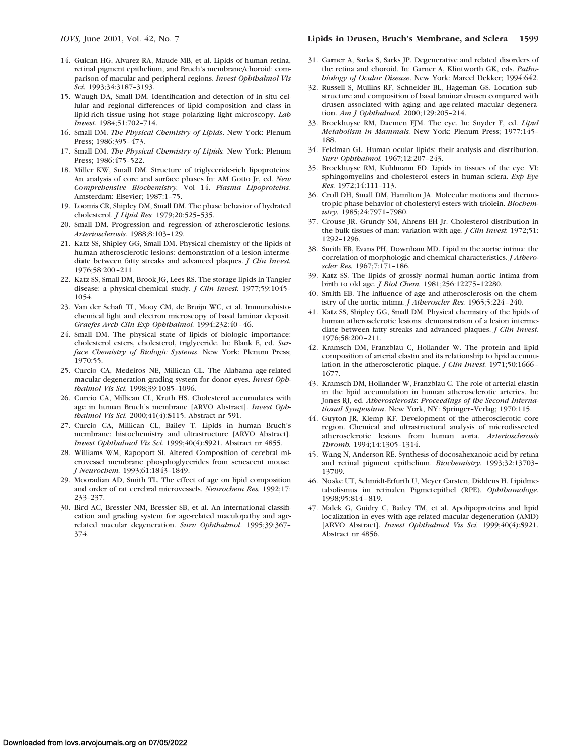14. Gulcan HG, Alvarez RA, Maude MB, et al. Lipids of human retina, retinal pigment epithelium, and Bruch's membrane/choroid: comparison of macular and peripheral regions. *Invest Ophthalmol Vis Sci.* 1993;34:3187–3193.
15. Waugh DA, Small DM. Identification and detection of in situ cellular and regional differences of lipid composition and class in lipid-rich tissue using hot stage polarizing light microscopy. *Lab Invest.* 1984;51:702–714.
16. Small DM. *The Physical Chemistry of Lipids*. New York: Plenum Press; 1986:395–473.
17. Small DM. *The Physical Chemistry of Lipids.* New York: Plenum Press; 1986:475–522.
18. Miller KW, Small DM. Structure of triglyceride-rich lipoproteins: An analysis of core and surface phases In: AM Gotto Jr, ed. *New Comprehensive Biochemistry.* Vol 14. *Plasma Lipoproteins*. Amsterdam: Elsevier; 1987:1–75.
19. Loomis CR, Shipley DM, Small DM. The phase behavior of hydrated cholesterol. *J Lipid Res.* 1979;20:525–535.
20. Small DM. Progression and regression of atherosclerotic lesions. *Arteriosclerosis.* 1988;8:103–129.
21. Katz SS, Shipley GG, Small DM. Physical chemistry of the lipids of human atherosclerotic lesions: demonstration of a lesion intermediate between fatty streaks and advanced plaques. *J Clin Invest.* 1976;58:200–211.
22. Katz SS, Small DM, Brook JG, Lees RS. The storage lipids in Tangier disease: a physical-chemical study. *J Clin Invest.* 1977;59:1045–1054.
23. Van der Schaft TL, Mooy CM, de Bruijn WC, et al. Immunohistochemical light and electron microscopy of basal laminar deposit. *Graefes Arch Clin Exp Ophthalmol.* 1994;232:40–46.
24. Small DM. The physical state of lipids of biologic importance: cholesterol esters, cholesterol, triglyceride. In: Blank E, ed. *Surface Chemistry of Biologic Systems*. New York: Plenum Press; 1970:55.
25. Curcio CA, Medeiros NE, Millican CL. The Alabama age-related macular degeneration grading system for donor eyes. *Invest Ophthalmol Vis Sci.* 1998;39:1085–1096.
26. Curcio CA, Millican CL, Kruth HS. Cholesterol accumulates with age in human Bruch's membrane [ARVO Abstract]. *Invest Ophthalmol Vis Sci.* 2000;41(4):S115. Abstract nr 591.
27. Curcio CA, Millican CL, Bailey T. Lipids in human Bruch's membrane: histochemistry and ultrastructure [ARVO Abstract]. *Invest Ophthalmol Vis Sci.* 1999;40(4):S921. Abstract nr 4855.
28. Williams WM, Rapoport SI. Altered Composition of cerebral microvessel membrane phosphoglycerides from senescent mouse. *J Neurochem.* 1993;61:1843–1849.
29. Mooradian AD, Smith TL. The effect of age on lipid composition and order of rat cerebral microvessels. *Neurochem Res.* 1992;17:233–237.
30. Bird AC, Bressler NM, Bressler SB, et al. An international classification and grading system for age-related maculopathy and age-related macular degeneration. *Surv Ophthalmol*. 1995;39:367–374.
31. Garner A, Sarks S, Sarks JP. Degenerative and related disorders of the retina and choroid. In: Garner A, Klintworth GK, eds. *Pathobiology of Ocular Disease*. New York: Marcel Dekker; 1994:642.
32. Russell S, Mullins RF, Schneider BL, Hageman GS. Location substructure and composition of basal laminar drusen compared with drusen associated with aging and age-related macular degeneration. *Am J Ophthalmol.* 2000;129:205–214.
33. Broekhuyse RM, Daemen FJM. The eye. In: Snyder F, ed. *Lipid Metabolism in Mammals.* New York: Plenum Press; 1977:145–188.
34. Feldman GL. Human ocular lipids: their analysis and distribution. *Surv Ophthalmol.* 1967;12:207–243.
35. Broekhuyse RM, Kuhlmann ED. Lipids in tissues of the eye. VI: sphingomyelins and cholesterol esters in human sclera. *Exp Eye Res.* 1972;14:111–113.
36. Croll DH, Small DM, Hamilton JA. Molecular motions and thermotropic phase behavior of cholesteryl esters with triolein. *Biochemistry.* 1985;24:7971–7980.
37. Crouse JR. Grundy SM, Ahrens EH Jr. Cholesterol distribution in the bulk tissues of man: variation with age. *J Clin Invest.* 1972;51:1292–1296.
38. Smith EB, Evans PH, Downham MD. Lipid in the aortic intima: the correlation of morphologic and chemical characteristics. *J Atheroscler Res.* 1967;7:171–186.
39. Katz SS. The lipids of grossly normal human aortic intima from birth to old age. *J Biol Chem.* 1981;256:12275–12280.
40. Smith EB. The influence of age and atherosclerosis on the chemistry of the aortic intima. *J Atheroscler Res.* 1965;5:224–240.
41. Katz SS, Shipley GG, Small DM. Physical chemistry of the lipids of human atherosclerotic lesions: demonstration of a lesion intermediate between fatty streaks and advanced plaques. *J Clin Invest.* 1976;58:200–211.
42. Kramsch DM, Franzblau C, Hollander W. The protein and lipid composition of arterial elastin and its relationship to lipid accumulation in the atherosclerotic plaque. *J Clin Invest.* 1971;50:1666–1677.
43. Kramsch DM, Hollander W, Franzblau C. The role of arterial elastin in the lipid accumulation in human atherosclerotic arteries. In: Jones RJ, ed. *Atherosclerosis*: *Proceedings of the Second International Symposium*. New York, NY: Springer–Verlag; 1970:115.
44. Guyton JR, Klemp KF. Development of the atherosclerotic core region. Chemical and ultrastructural analysis of microdissected atherosclerotic lesions from human aorta. *Arteriosclerosis Thromb.* 1994;14:1305–1314.
45. Wang N, Anderson RE. Synthesis of docosahexanoic acid by retina and retinal pigment epithelium. *Biochemistry.* 1993;32:13703–13709.
46. Noske UT, Schmidt-Erfurth U, Meyer Carsten, Diddens H. Lipidmetabolismus im retinalen Pigmetepithel (RPE). *Ophthamologe.* 1998;95:814–819.
47. Malek G, Guidry C, Bailey TM, et al. Apolipoproteins and lipid localization in eyes with age-related macular degeneration (AMD) [ARVO Abstract]. *Invest Ophthalmol Vis Sci.* 1999;40(4):S921. Abstract nr 4856.